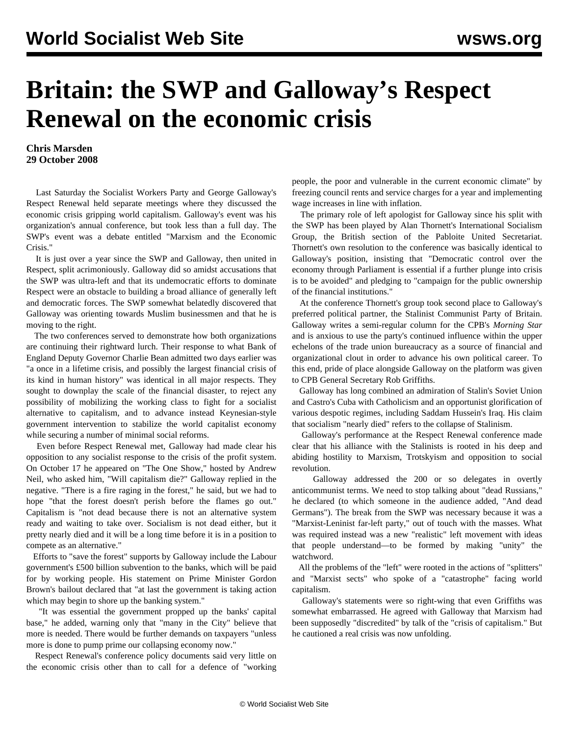# Britain: the SWP and Galloway's Respect Renewal on the economic crisis

**Chris Marsden**
**29 October 2008**

Last Saturday the Socialist Workers Party and George Galloway's Respect Renewal held separate meetings where they discussed the economic crisis gripping world capitalism. Galloway's event was his organization's annual conference, but took less than a full day. The SWP's event was a debate entitled "Marxism and the Economic Crisis."

It is just over a year since the SWP and Galloway, then united in Respect, split acrimoniously. Galloway did so amidst accusations that the SWP was ultra-left and that its undemocratic efforts to dominate Respect were an obstacle to building a broad alliance of generally left and democratic forces. The SWP somewhat belatedly discovered that Galloway was orienting towards Muslim businessmen and that he is moving to the right.

The two conferences served to demonstrate how both organizations are continuing their rightward lurch. Their response to what Bank of England Deputy Governor Charlie Bean admitted two days earlier was "a once in a lifetime crisis, and possibly the largest financial crisis of its kind in human history" was identical in all major respects. They sought to downplay the scale of the financial disaster, to reject any possibility of mobilizing the working class to fight for a socialist alternative to capitalism, and to advance instead Keynesian-style government intervention to stabilize the world capitalist economy while securing a number of minimal social reforms.

Even before Respect Renewal met, Galloway had made clear his opposition to any socialist response to the crisis of the profit system. On October 17 he appeared on "The One Show," hosted by Andrew Neil, who asked him, "Will capitalism die?" Galloway replied in the negative. "There is a fire raging in the forest," he said, but we had to hope "that the forest doesn't perish before the flames go out." Capitalism is "not dead because there is not an alternative system ready and waiting to take over. Socialism is not dead either, but it pretty nearly died and it will be a long time before it is in a position to compete as an alternative."

Efforts to "save the forest" supports by Galloway include the Labour government's £500 billion subvention to the banks, which will be paid for by working people. His statement on Prime Minister Gordon Brown's bailout declared that "at last the government is taking action which may begin to shore up the banking system."

"It was essential the government propped up the banks' capital base," he added, warning only that "many in the City" believe that more is needed. There would be further demands on taxpayers "unless more is done to pump prime our collapsing economy now."

Respect Renewal's conference policy documents said very little on the economic crisis other than to call for a defence of "working people, the poor and vulnerable in the current economic climate" by freezing council rents and service charges for a year and implementing wage increases in line with inflation.

The primary role of left apologist for Galloway since his split with the SWP has been played by Alan Thornett's International Socialism Group, the British section of the Pabloite United Secretariat. Thornett's own resolution to the conference was basically identical to Galloway's position, insisting that "Democratic control over the economy through Parliament is essential if a further plunge into crisis is to be avoided" and pledging to "campaign for the public ownership of the financial institutions."

At the conference Thornett's group took second place to Galloway's preferred political partner, the Stalinist Communist Party of Britain. Galloway writes a semi-regular column for the CPB's *Morning Star* and is anxious to use the party's continued influence within the upper echelons of the trade union bureaucracy as a source of financial and organizational clout in order to advance his own political career. To this end, pride of place alongside Galloway on the platform was given to CPB General Secretary Rob Griffiths.

Galloway has long combined an admiration of Stalin's Soviet Union and Castro's Cuba with Catholicism and an opportunist glorification of various despotic regimes, including Saddam Hussein's Iraq. His claim that socialism "nearly died" refers to the collapse of Stalinism.

Galloway's performance at the Respect Renewal conference made clear that his alliance with the Stalinists is rooted in his deep and abiding hostility to Marxism, Trotskyism and opposition to social revolution.

Galloway addressed the 200 or so delegates in overtly anticommunist terms. We need to stop talking about "dead Russians," he declared (to which someone in the audience added, "And dead Germans"). The break from the SWP was necessary because it was a "Marxist-Leninist far-left party," out of touch with the masses. What was required instead was a new "realistic" left movement with ideas that people understand—to be formed by making "unity" the watchword.

All the problems of the "left" were rooted in the actions of "splitters" and "Marxist sects" who spoke of a "catastrophe" facing world capitalism.

Galloway's statements were so right-wing that even Griffiths was somewhat embarrassed. He agreed with Galloway that Marxism had been supposedly "discredited" by talk of the "crisis of capitalism." But he cautioned a real crisis was now unfolding.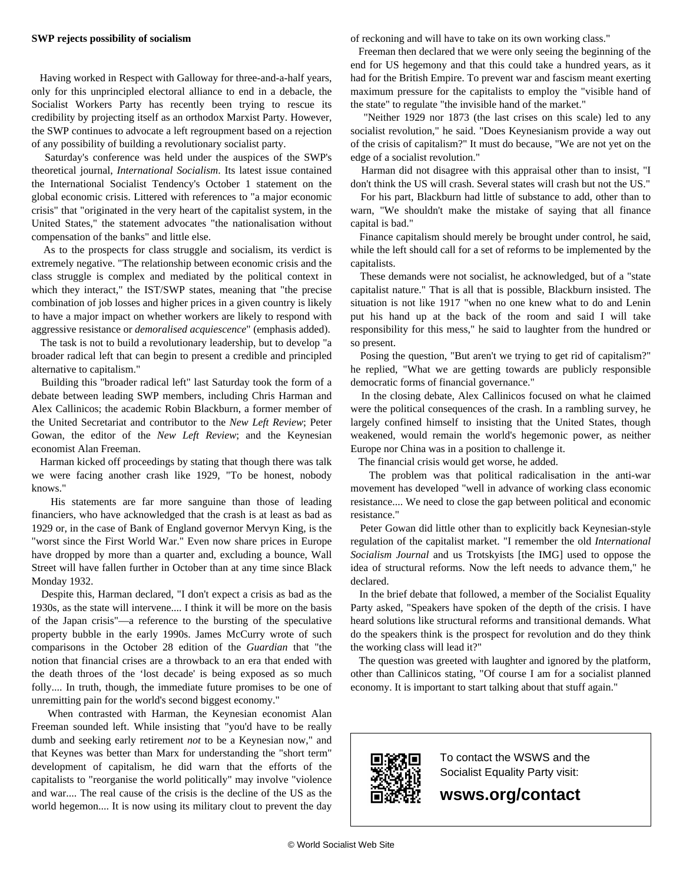**SWP rejects possibility of socialism**

Having worked in Respect with Galloway for three-and-a-half years, only for this unprincipled electoral alliance to end in a debacle, the Socialist Workers Party has recently been trying to rescue its credibility by projecting itself as an orthodox Marxist Party. However, the SWP continues to advocate a left regroupment based on a rejection of any possibility of building a revolutionary socialist party.

Saturday's conference was held under the auspices of the SWP's theoretical journal, *International Socialism*. Its latest issue contained the International Socialist Tendency's October 1 statement on the global economic crisis. Littered with references to "a major economic crisis" that "originated in the very heart of the capitalist system, in the United States," the statement advocates "the nationalisation without compensation of the banks" and little else.

As to the prospects for class struggle and socialism, its verdict is extremely negative. "The relationship between economic crisis and the class struggle is complex and mediated by the political context in which they interact," the IST/SWP states, meaning that "the precise combination of job losses and higher prices in a given country is likely to have a major impact on whether workers are likely to respond with aggressive resistance or *demoralised acquiescence*" (emphasis added).

The task is not to build a revolutionary leadership, but to develop "a broader radical left that can begin to present a credible and principled alternative to capitalism."

Building this "broader radical left" last Saturday took the form of a debate between leading SWP members, including Chris Harman and Alex Callinicos; the academic Robin Blackburn, a former member of the United Secretariat and contributor to the *New Left Review*; Peter Gowan, the editor of the *New Left Review*; and the Keynesian economist Alan Freeman.

Harman kicked off proceedings by stating that though there was talk we were facing another crash like 1929, "To be honest, nobody knows."

His statements are far more sanguine than those of leading financiers, who have acknowledged that the crash is at least as bad as 1929 or, in the case of Bank of England governor Mervyn King, is the "worst since the First World War." Even now share prices in Europe have dropped by more than a quarter and, excluding a bounce, Wall Street will have fallen further in October than at any time since Black Monday 1932.

Despite this, Harman declared, "I don't expect a crisis as bad as the 1930s, as the state will intervene.... I think it will be more on the basis of the Japan crisis"—a reference to the bursting of the speculative property bubble in the early 1990s. James McCurry wrote of such comparisons in the October 28 edition of the *Guardian* that "the notion that financial crises are a throwback to an era that ended with the death throes of the 'lost decade' is being exposed as so much folly.... In truth, though, the immediate future promises to be one of unremitting pain for the world's second biggest economy."

When contrasted with Harman, the Keynesian economist Alan Freeman sounded left. While insisting that "you'd have to be really dumb and seeking early retirement *not* to be a Keynesian now," and that Keynes was better than Marx for understanding the "short term" development of capitalism, he did warn that the efforts of the capitalists to "reorganise the world politically" may involve "violence and war.... The real cause of the crisis is the decline of the US as the world hegemon.... It is now using its military clout to prevent the day of reckoning and will have to take on its own working class."

Freeman then declared that we were only seeing the beginning of the end for US hegemony and that this could take a hundred years, as it had for the British Empire. To prevent war and fascism meant exerting maximum pressure for the capitalists to employ the "visible hand of the state" to regulate "the invisible hand of the market."

"Neither 1929 nor 1873 (the last crises on this scale) led to any socialist revolution," he said. "Does Keynesianism provide a way out of the crisis of capitalism?" It must do because, "We are not yet on the edge of a socialist revolution."

Harman did not disagree with this appraisal other than to insist, "I don't think the US will crash. Several states will crash but not the US."

For his part, Blackburn had little of substance to add, other than to warn, "We shouldn't make the mistake of saying that all finance capital is bad."

Finance capitalism should merely be brought under control, he said, while the left should call for a set of reforms to be implemented by the capitalists.

These demands were not socialist, he acknowledged, but of a "state capitalist nature." That is all that is possible, Blackburn insisted. The situation is not like 1917 "when no one knew what to do and Lenin put his hand up at the back of the room and said I will take responsibility for this mess," he said to laughter from the hundred or so present.

Posing the question, "But aren't we trying to get rid of capitalism?" he replied, "What we are getting towards are publicly responsible democratic forms of financial governance."

In the closing debate, Alex Callinicos focused on what he claimed were the political consequences of the crash. In a rambling survey, he largely confined himself to insisting that the United States, though weakened, would remain the world's hegemonic power, as neither Europe nor China was in a position to challenge it.

The financial crisis would get worse, he added.

The problem was that political radicalisation in the anti-war movement has developed "well in advance of working class economic resistance.... We need to close the gap between political and economic resistance."

Peter Gowan did little other than to explicitly back Keynesian-style regulation of the capitalist market. "I remember the old *International Socialism Journal* and us Trotskyists [the IMG] used to oppose the idea of structural reforms. Now the left needs to advance them," he declared.

In the brief debate that followed, a member of the Socialist Equality Party asked, "Speakers have spoken of the depth of the crisis. I have heard solutions like structural reforms and transitional demands. What do the speakers think is the prospect for revolution and do they think the working class will lead it?"

The question was greeted with laughter and ignored by the platform, other than Callinicos stating, "Of course I am for a socialist planned economy. It is important to start talking about that stuff again."

To contact the WSWS and the Socialist Equality Party visit:

**wsws.org/contact**